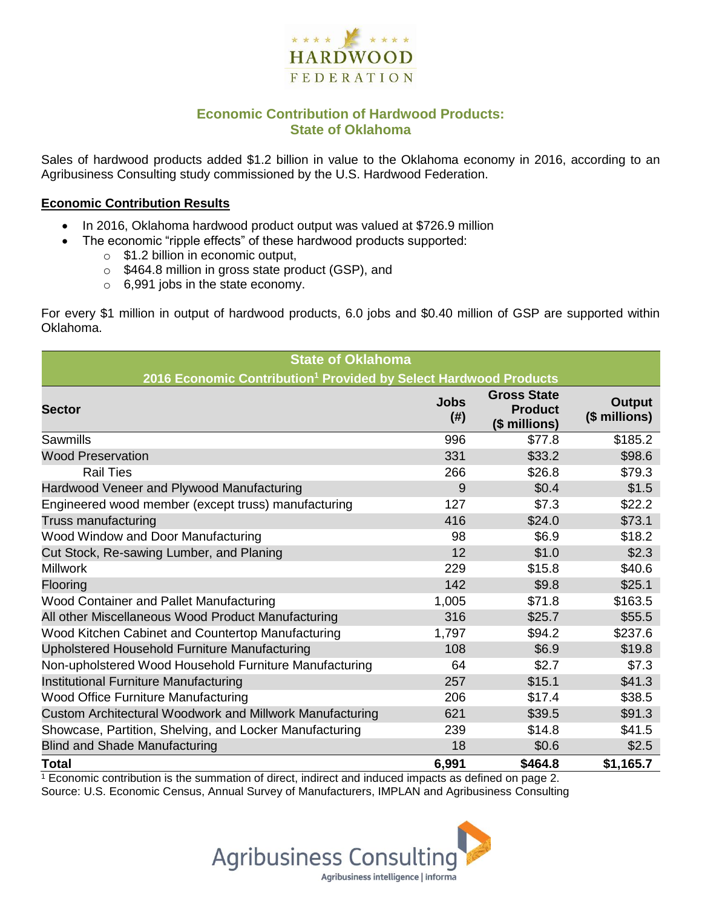# Economic Contribution of Hardwood Products: State of Oklahoma

Sales of hardwood products added $1.2 billion in value to the Oklahoma economy in 2016, according to an Agribusiness Consulting study commissioned by the U.S. Hardwood Federation.

## Economic Contribution Results

- In 2016, Oklahoma hardwood product output was valued at $726.9 million
- The economic "ripple effects" of these hardwood products supported:
  - $1.2 billion in economic output,
  - $464.8 million in gross state product (GSP), and
  - 6,991 jobs in the state economy.

For every $1 million in output of hardwood products, 6.0 jobs and $0.40 million of GSP are supported within Oklahoma.

**State of Oklahoma**

**2016 Economic Contribution[1] Provided by Select Hardwood Products**

| Sector | Jobs (#) | Gross State Product ($ millions) | Output ($ millions) |
|---|---|---|---|
| Sawmills | 996 | $77.8 | $185.2 |
| Wood Preservation | 331 | $33.2 | $98.6 |
| Rail Ties | 266 | $26.8 | $79.3 |
| Hardwood Veneer and Plywood Manufacturing | 9 | $0.4 | $1.5 |
| Engineered wood member (except truss) manufacturing | 127 | $7.3 | $22.2 |
| Truss manufacturing | 416 | $24.0 | $73.1 |
| Wood Window and Door Manufacturing | 98 | $6.9 | $18.2 |
| Cut Stock, Re-sawing Lumber, and Planing | 12 | $1.0 | $2.3 |
| Millwork | 229 | $15.8 | $40.6 |
| Flooring | 142 | $9.8 | $25.1 |
| Wood Container and Pallet Manufacturing | 1,005 | $71.8 | $163.5 |
| All other Miscellaneous Wood Product Manufacturing | 316 | $25.7 | $55.5 |
| Wood Kitchen Cabinet and Countertop Manufacturing | 1,797 | $94.2 | $237.6 |
| Upholstered Household Furniture Manufacturing | 108 | $6.9 | $19.8 |
| Non-upholstered Wood Household Furniture Manufacturing | 64 | $2.7 | $7.3 |
| Institutional Furniture Manufacturing | 257 | $15.1 | $41.3 |
| Wood Office Furniture Manufacturing | 206 | $17.4 | $38.5 |
| Custom Architectural Woodwork and Millwork Manufacturing | 621 | $39.5 | $91.3 |
| Showcase, Partition, Shelving, and Locker Manufacturing | 239 | $14.8 | $41.5 |
| Blind and Shade Manufacturing | 18 | $0.6 | $2.5 |
| **Total** | **6,991** | **$464.8** | **$1,165.7** |

[1] Economic contribution is the summation of direct, indirect and induced impacts as defined on page 2.

Source: U.S. Economic Census, Annual Survey of Manufacturers, IMPLAN and Agribusiness Consulting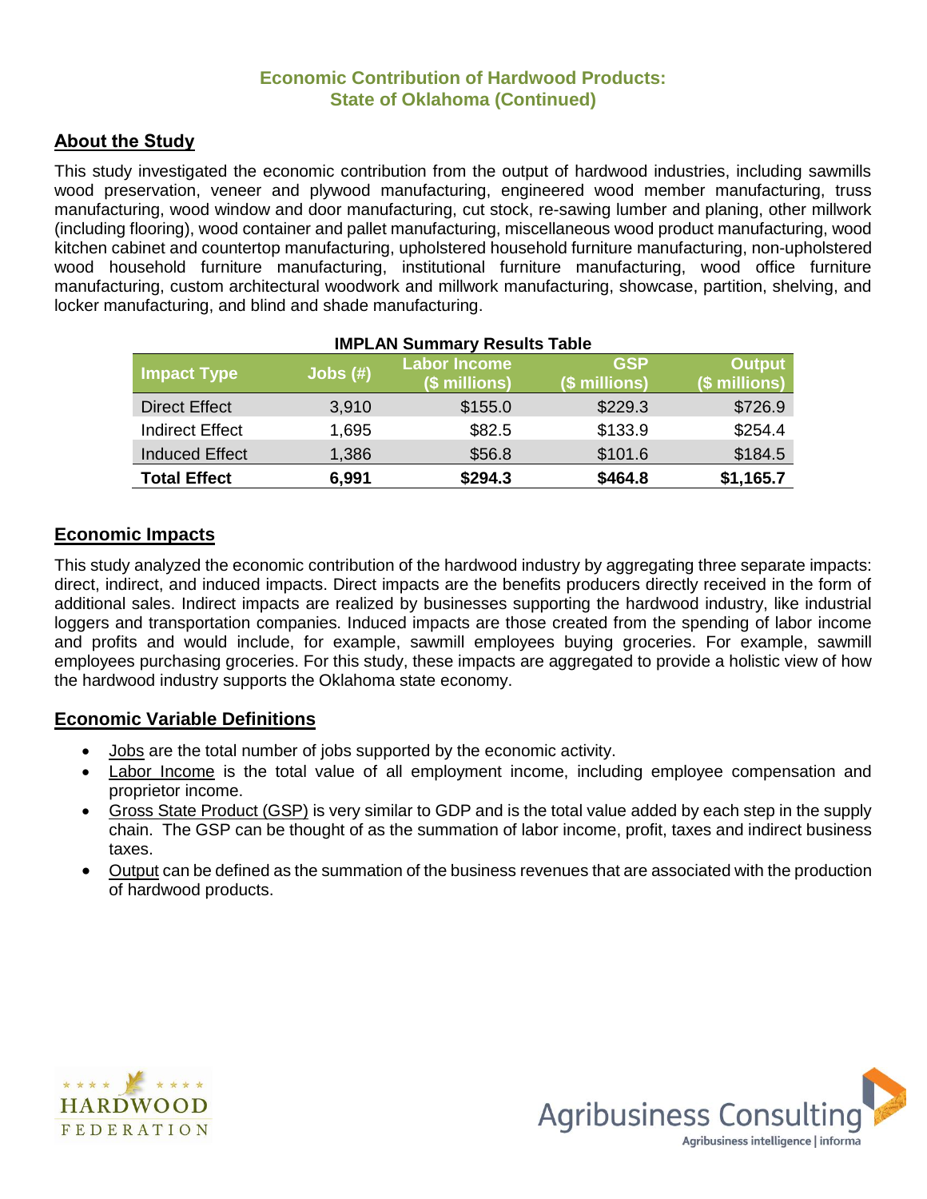# Economic Contribution of Hardwood Products: State of Oklahoma (Continued)

## About the Study

This study investigated the economic contribution from the output of hardwood industries, including sawmills wood preservation, veneer and plywood manufacturing, engineered wood member manufacturing, truss manufacturing, wood window and door manufacturing, cut stock, re-sawing lumber and planing, other millwork (including flooring), wood container and pallet manufacturing, miscellaneous wood product manufacturing, wood kitchen cabinet and countertop manufacturing, upholstered household furniture manufacturing, non-upholstered wood household furniture manufacturing, institutional furniture manufacturing, wood office furniture manufacturing, custom architectural woodwork and millwork manufacturing, showcase, partition, shelving, and locker manufacturing, and blind and shade manufacturing.

**IMPLAN Summary Results Table**

| Impact Type | Jobs (#) | Labor Income ($ millions) | GSP ($ millions) | Output ($ millions) |
|---|---|---|---|---|
| Direct Effect | 3,910 | $155.0 | $229.3 | $726.9 |
| Indirect Effect | 1,695 | $82.5 | $133.9 | $254.4 |
| Induced Effect | 1,386 | $56.8 | $101.6 | $184.5 |
| **Total Effect** | **6,991** | **$294.3** | **$464.8** | **$1,165.7** |

## Economic Impacts

This study analyzed the economic contribution of the hardwood industry by aggregating three separate impacts: direct, indirect, and induced impacts. Direct impacts are the benefits producers directly received in the form of additional sales. Indirect impacts are realized by businesses supporting the hardwood industry, like industrial loggers and transportation companies. Induced impacts are those created from the spending of labor income and profits and would include, for example, sawmill employees buying groceries. For example, sawmill employees purchasing groceries. For this study, these impacts are aggregated to provide a holistic view of how the hardwood industry supports the Oklahoma state economy.

## Economic Variable Definitions

- Jobs are the total number of jobs supported by the economic activity.
- Labor Income is the total value of all employment income, including employee compensation and proprietor income.
- Gross State Product (GSP) is very similar to GDP and is the total value added by each step in the supply chain. The GSP can be thought of as the summation of labor income, profit, taxes and indirect business taxes.
- Output can be defined as the summation of the business revenues that are associated with the production of hardwood products.

HARDWOOD FEDERATION

Agribusiness Consulting
Agribusiness intelligence | informa